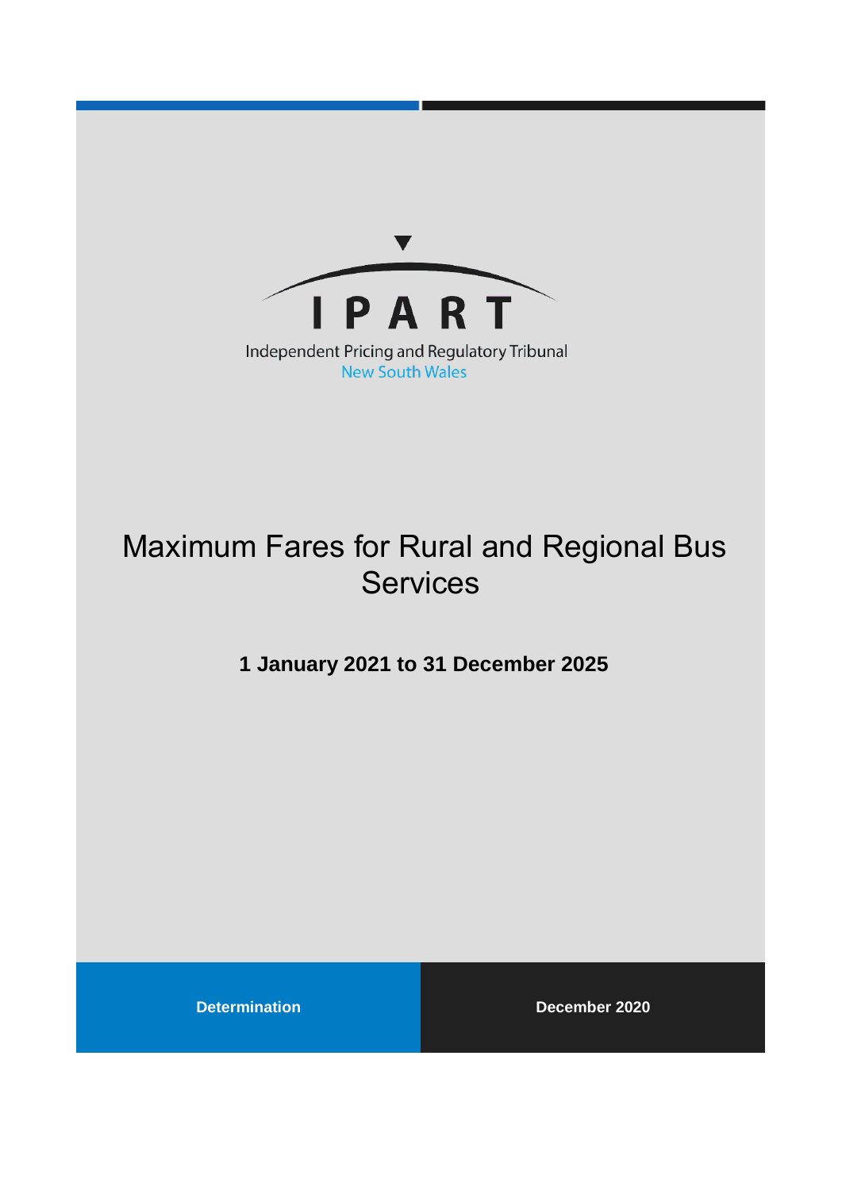IPART

Independent Pricing and Regulatory Tribunal
New South Wales

# Maximum Fares for Rural and Regional Bus Services

**1 January 2021 to 31 December 2025**

**Determination**

**December 2020**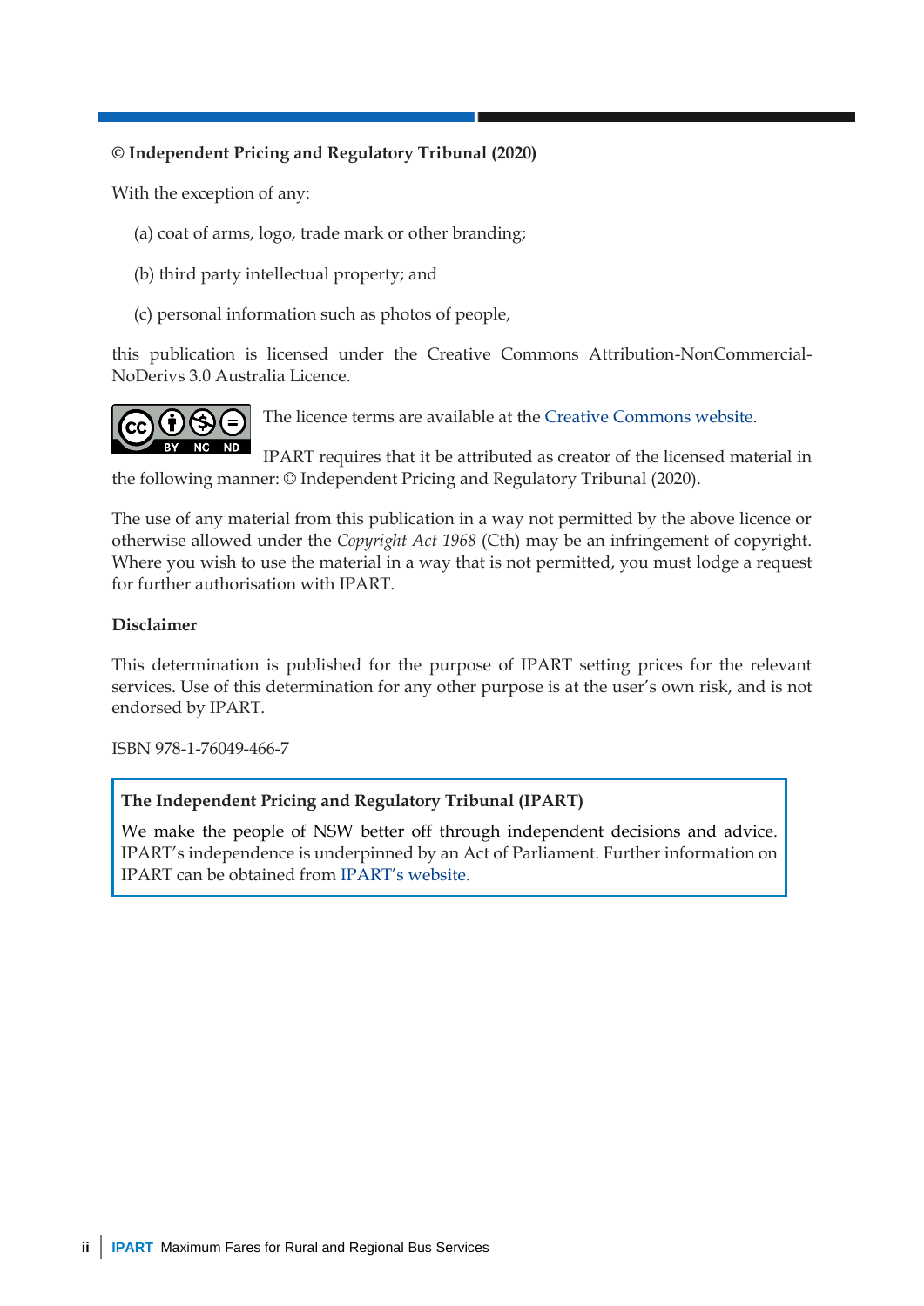**© Independent Pricing and Regulatory Tribunal (2020)**

With the exception of any:

(a) coat of arms, logo, trade mark or other branding;

(b) third party intellectual property; and

(c) personal information such as photos of people,

this publication is licensed under the Creative Commons Attribution-NonCommercial-NoDerivs 3.0 Australia Licence.

The licence terms are available at the Creative Commons website.

IPART requires that it be attributed as creator of the licensed material in the following manner: © Independent Pricing and Regulatory Tribunal (2020).

The use of any material from this publication in a way not permitted by the above licence or otherwise allowed under the *Copyright Act 1968* (Cth) may be an infringement of copyright. Where you wish to use the material in a way that is not permitted, you must lodge a request for further authorisation with IPART.

**Disclaimer**

This determination is published for the purpose of IPART setting prices for the relevant services. Use of this determination for any other purpose is at the user's own risk, and is not endorsed by IPART.

ISBN 978-1-76049-466-7

**The Independent Pricing and Regulatory Tribunal (IPART)**

We make the people of NSW better off through independent decisions and advice. IPART's independence is underpinned by an Act of Parliament. Further information on IPART can be obtained from IPART's website.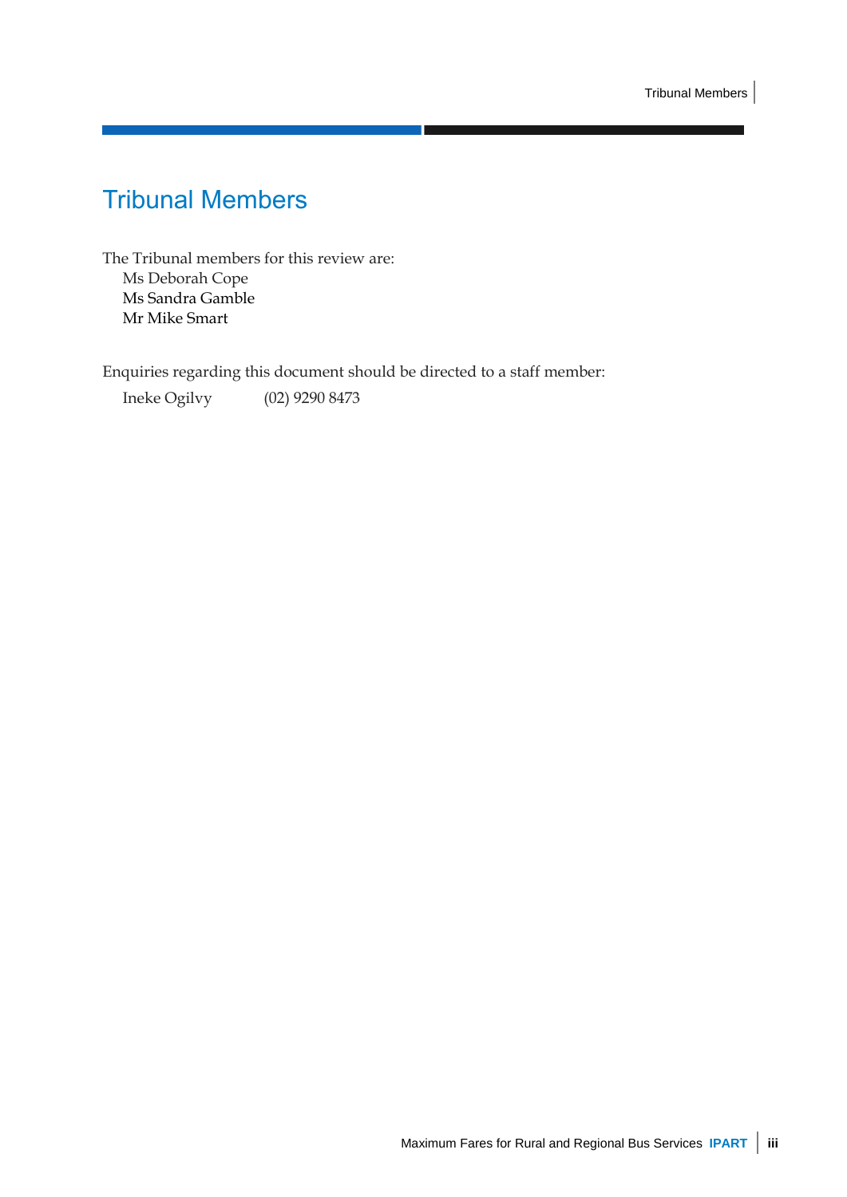# Tribunal Members

The Tribunal members for this review are:

Ms Deborah Cope
Ms Sandra Gamble
Mr Mike Smart

Enquiries regarding this document should be directed to a staff member:

Ineke Ogilvy (02) 9290 8473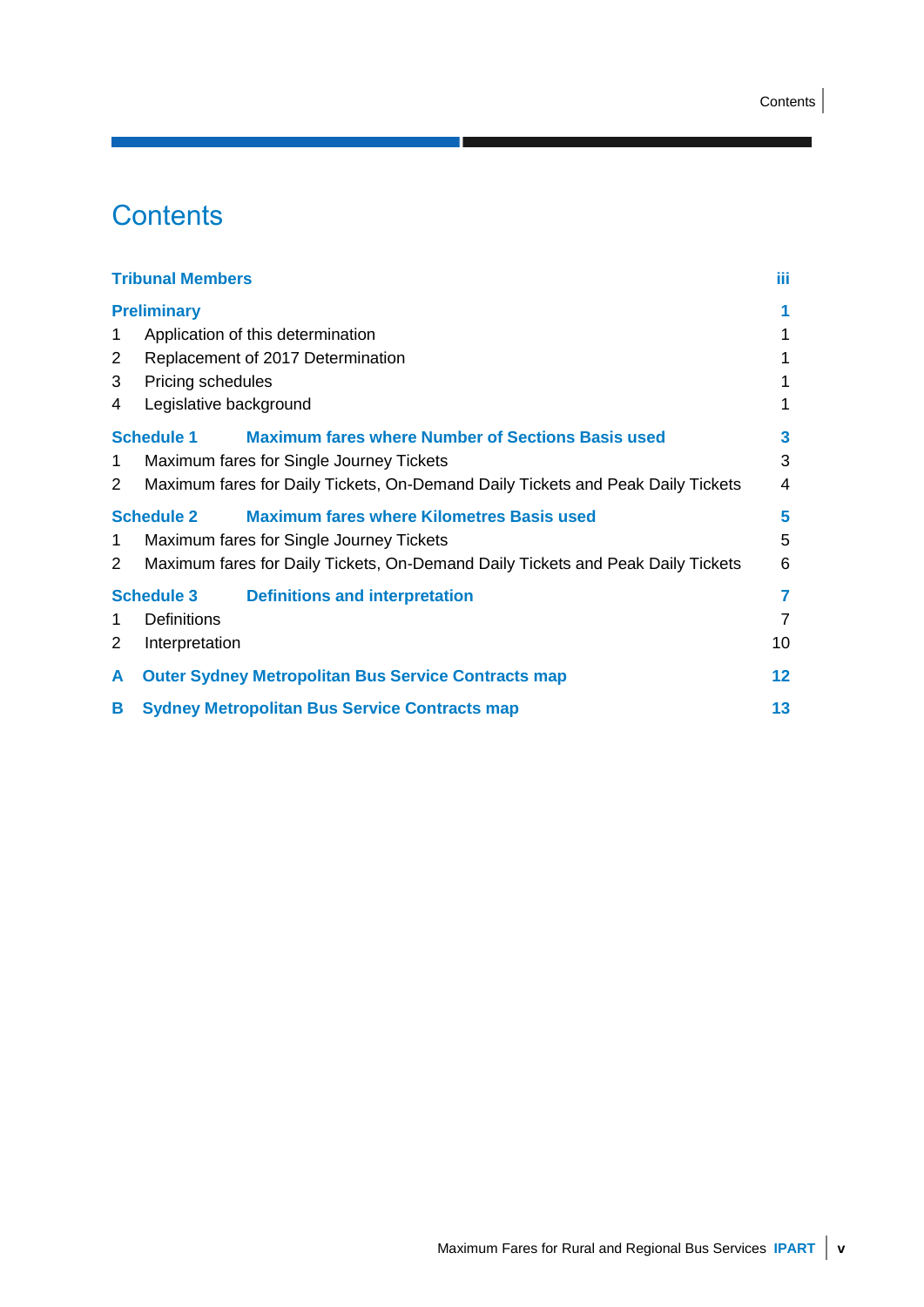# Contents

| | | |
|---|---|---|
| **Tribunal Members** | | **iii** |
| **Preliminary** | | **1** |
| 1 | Application of this determination | 1 |
| 2 | Replacement of 2017 Determination | 1 |
| 3 | Pricing schedules | 1 |
| 4 | Legislative background | 1 |
| **Schedule 1** | **Maximum fares where Number of Sections Basis used** | **3** |
| 1 | Maximum fares for Single Journey Tickets | 3 |
| 2 | Maximum fares for Daily Tickets, On-Demand Daily Tickets and Peak Daily Tickets | 4 |
| **Schedule 2** | **Maximum fares where Kilometres Basis used** | **5** |
| 1 | Maximum fares for Single Journey Tickets | 5 |
| 2 | Maximum fares for Daily Tickets, On-Demand Daily Tickets and Peak Daily Tickets | 6 |
| **Schedule 3** | **Definitions and interpretation** | **7** |
| 1 | Definitions | 7 |
| 2 | Interpretation | 10 |
| **A** | **Outer Sydney Metropolitan Bus Service Contracts map** | **12** |
| **B** | **Sydney Metropolitan Bus Service Contracts map** | **13** |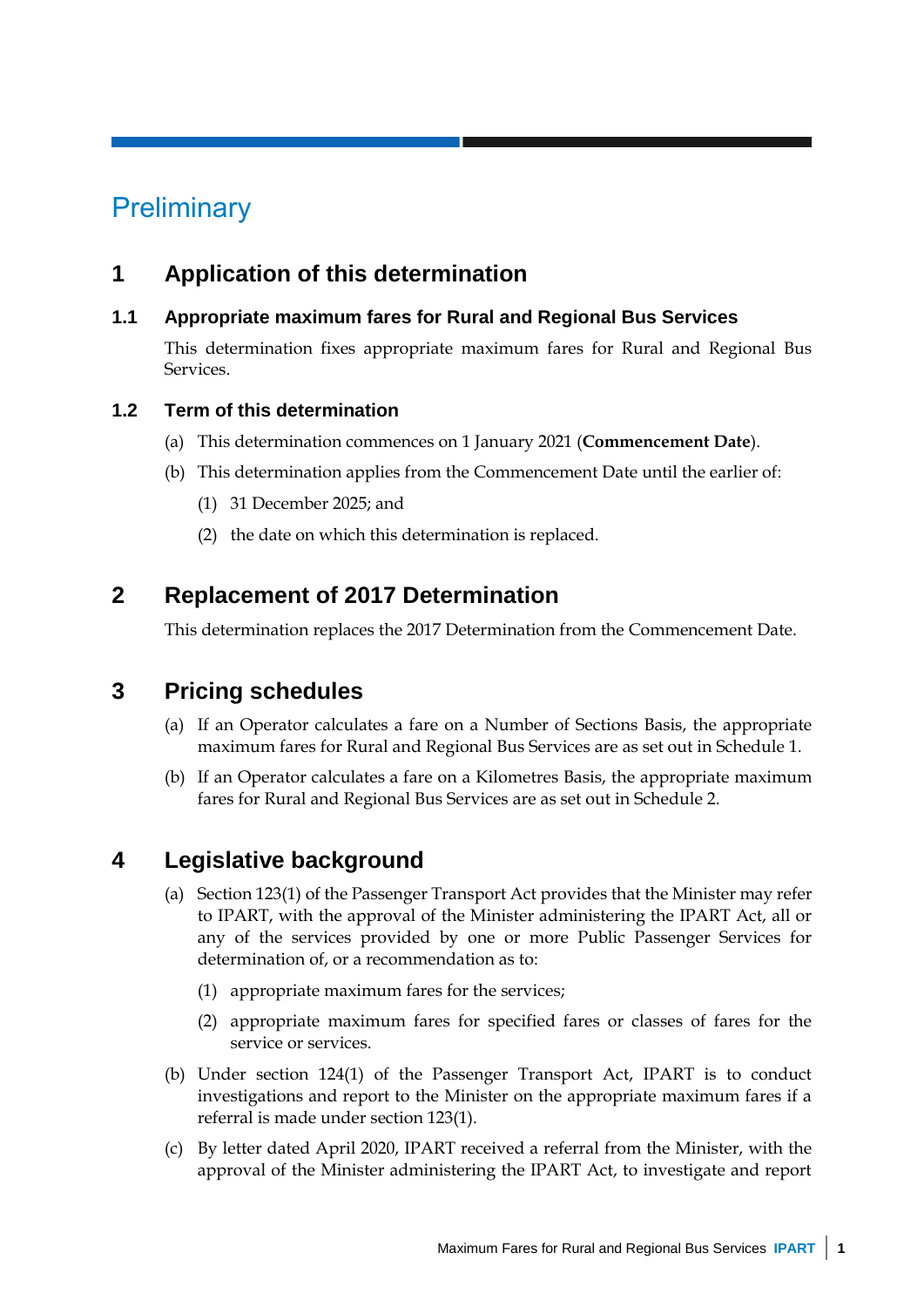# Preliminary

## 1 Application of this determination

### 1.1 Appropriate maximum fares for Rural and Regional Bus Services

This determination fixes appropriate maximum fares for Rural and Regional Bus Services.

### 1.2 Term of this determination

(a) This determination commences on 1 January 2021 (**Commencement Date**).

(b) This determination applies from the Commencement Date until the earlier of:

(1) 31 December 2025; and

(2) the date on which this determination is replaced.

## 2 Replacement of 2017 Determination

This determination replaces the 2017 Determination from the Commencement Date.

## 3 Pricing schedules

(a) If an Operator calculates a fare on a Number of Sections Basis, the appropriate maximum fares for Rural and Regional Bus Services are as set out in Schedule 1.

(b) If an Operator calculates a fare on a Kilometres Basis, the appropriate maximum fares for Rural and Regional Bus Services are as set out in Schedule 2.

## 4 Legislative background

(a) Section 123(1) of the Passenger Transport Act provides that the Minister may refer to IPART, with the approval of the Minister administering the IPART Act, all or any of the services provided by one or more Public Passenger Services for determination of, or a recommendation as to:

(1) appropriate maximum fares for the services;

(2) appropriate maximum fares for specified fares or classes of fares for the service or services.

(b) Under section 124(1) of the Passenger Transport Act, IPART is to conduct investigations and report to the Minister on the appropriate maximum fares if a referral is made under section 123(1).

(c) By letter dated April 2020, IPART received a referral from the Minister, with the approval of the Minister administering the IPART Act, to investigate and report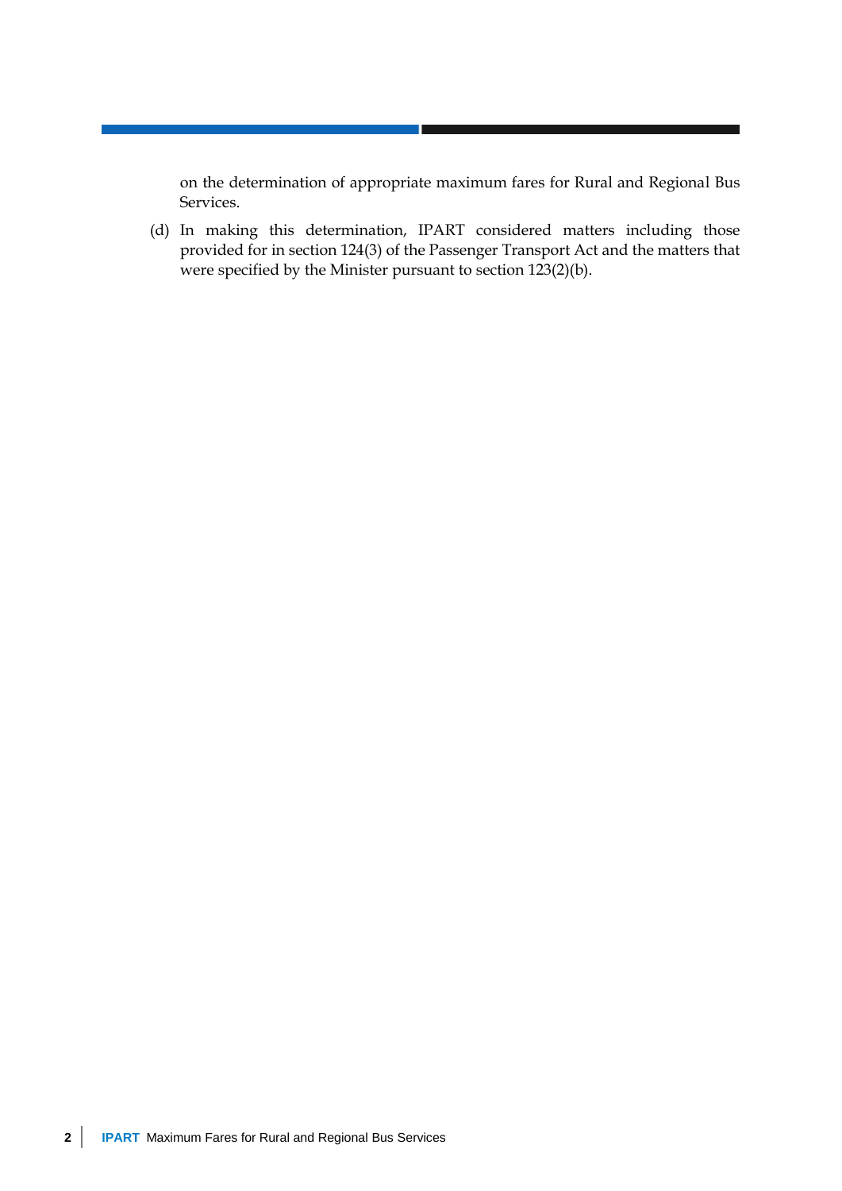on the determination of appropriate maximum fares for Rural and Regional Bus Services.

(d) In making this determination, IPART considered matters including those provided for in section 124(3) of the Passenger Transport Act and the matters that were specified by the Minister pursuant to section 123(2)(b).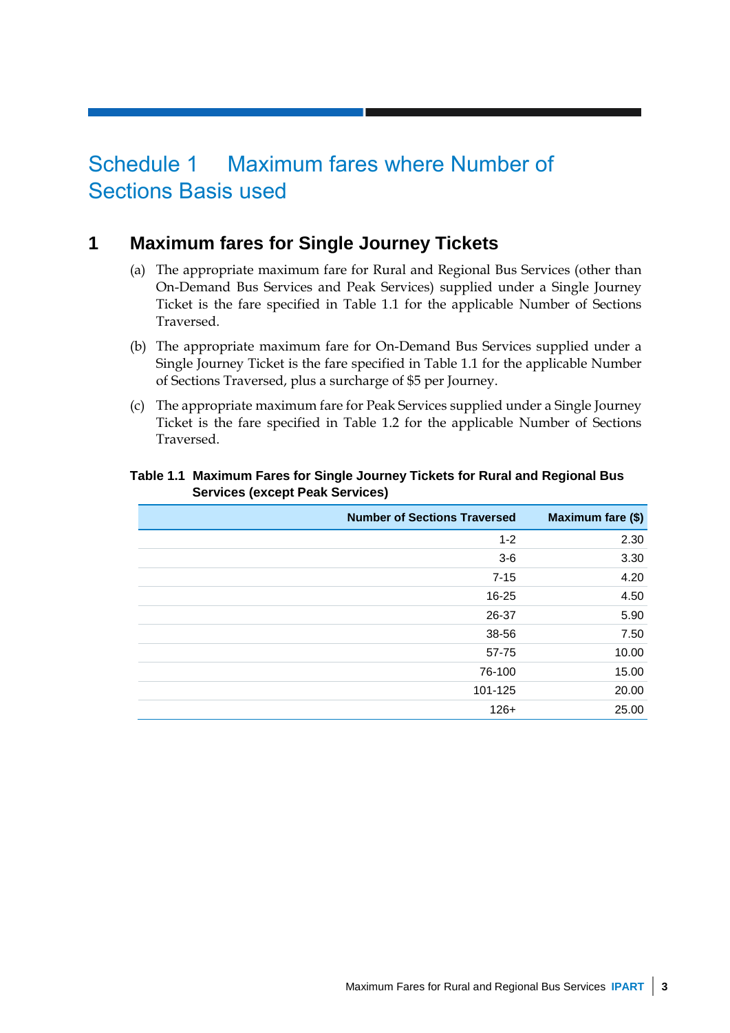# Schedule 1 Maximum fares where Number of Sections Basis used

## 1 Maximum fares for Single Journey Tickets

(a) The appropriate maximum fare for Rural and Regional Bus Services (other than On-Demand Bus Services and Peak Services) supplied under a Single Journey Ticket is the fare specified in Table 1.1 for the applicable Number of Sections Traversed.

(b) The appropriate maximum fare for On-Demand Bus Services supplied under a Single Journey Ticket is the fare specified in Table 1.1 for the applicable Number of Sections Traversed, plus a surcharge of $5 per Journey.

(c) The appropriate maximum fare for Peak Services supplied under a Single Journey Ticket is the fare specified in Table 1.2 for the applicable Number of Sections Traversed.

**Table 1.1 Maximum Fares for Single Journey Tickets for Rural and Regional Bus Services (except Peak Services)**

| Number of Sections Traversed | Maximum fare ($) |
|---:|---:|
| 1-2 | 2.30 |
| 3-6 | 3.30 |
| 7-15 | 4.20 |
| 16-25 | 4.50 |
| 26-37 | 5.90 |
| 38-56 | 7.50 |
| 57-75 | 10.00 |
| 76-100 | 15.00 |
| 101-125 | 20.00 |
| 126+ | 25.00 |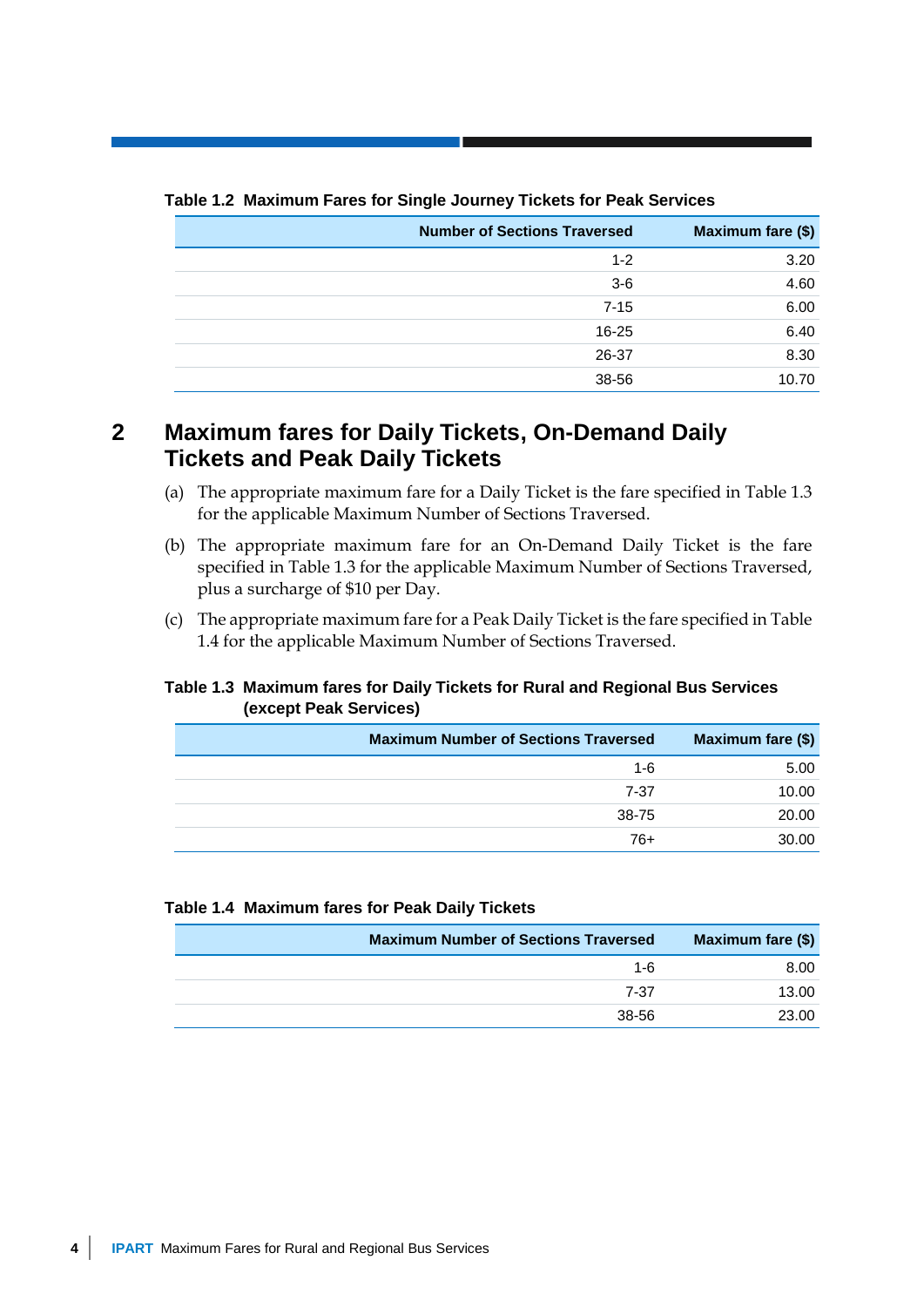Table 1.2 Maximum Fares for Single Journey Tickets for Peak Services

| Number of Sections Traversed | Maximum fare ($) |
|---:|---:|
| 1-2 | 3.20 |
| 3-6 | 4.60 |
| 7-15 | 6.00 |
| 16-25 | 6.40 |
| 26-37 | 8.30 |
| 38-56 | 10.70 |

## 2 Maximum fares for Daily Tickets, On-Demand Daily Tickets and Peak Daily Tickets

(a) The appropriate maximum fare for a Daily Ticket is the fare specified in Table 1.3 for the applicable Maximum Number of Sections Traversed.

(b) The appropriate maximum fare for an On-Demand Daily Ticket is the fare specified in Table 1.3 for the applicable Maximum Number of Sections Traversed, plus a surcharge of $10 per Day.

(c) The appropriate maximum fare for a Peak Daily Ticket is the fare specified in Table 1.4 for the applicable Maximum Number of Sections Traversed.

Table 1.3 Maximum fares for Daily Tickets for Rural and Regional Bus Services (except Peak Services)

| Maximum Number of Sections Traversed | Maximum fare ($) |
|---:|---:|
| 1-6 | 5.00 |
| 7-37 | 10.00 |
| 38-75 | 20.00 |
| 76+ | 30.00 |

Table 1.4 Maximum fares for Peak Daily Tickets

| Maximum Number of Sections Traversed | Maximum fare ($) |
|---:|---:|
| 1-6 | 8.00 |
| 7-37 | 13.00 |
| 38-56 | 23.00 |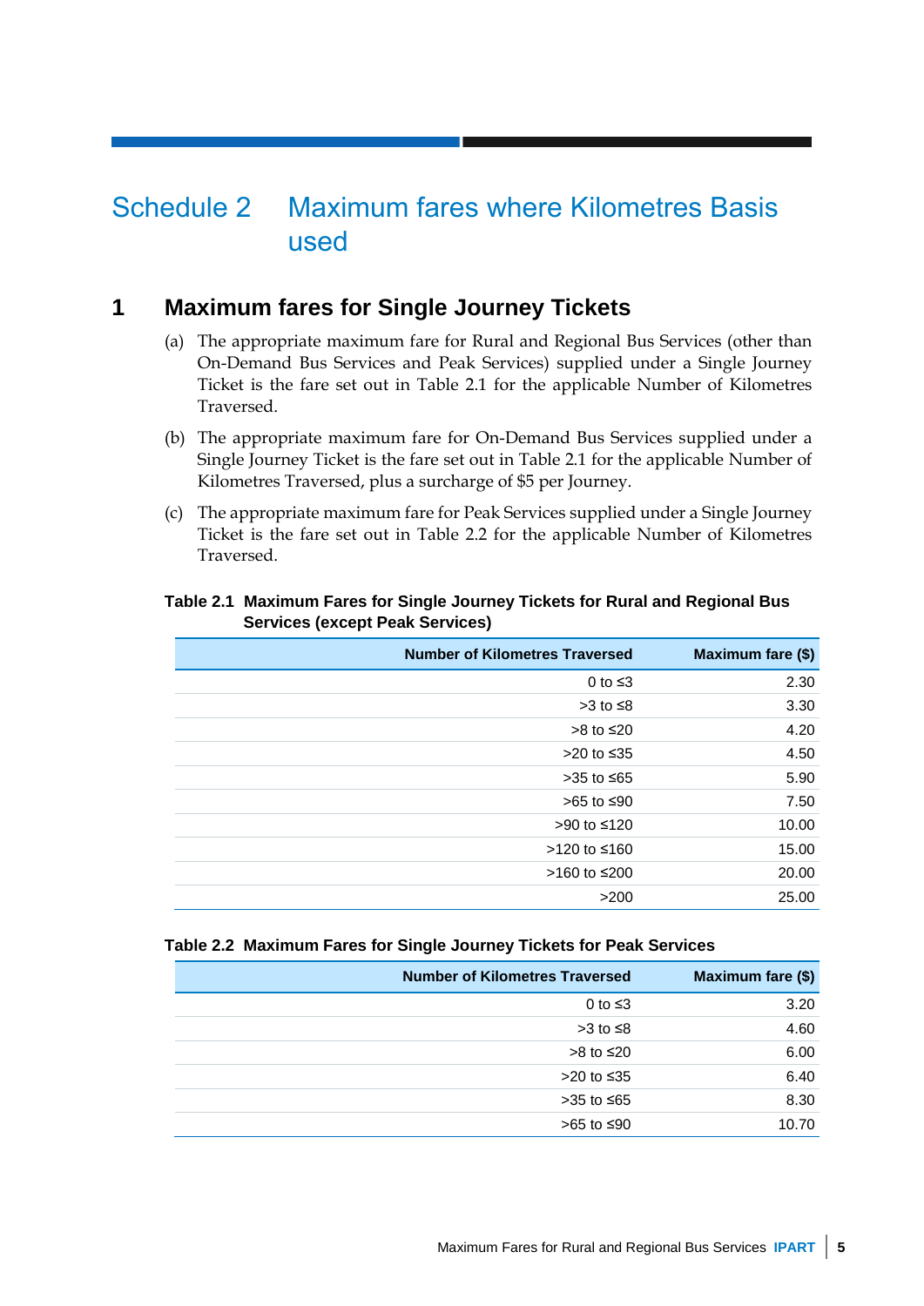# Schedule 2 Maximum fares where Kilometres Basis used

## 1 Maximum fares for Single Journey Tickets

(a) The appropriate maximum fare for Rural and Regional Bus Services (other than On-Demand Bus Services and Peak Services) supplied under a Single Journey Ticket is the fare set out in Table 2.1 for the applicable Number of Kilometres Traversed.

(b) The appropriate maximum fare for On-Demand Bus Services supplied under a Single Journey Ticket is the fare set out in Table 2.1 for the applicable Number of Kilometres Traversed, plus a surcharge of $5 per Journey.

(c) The appropriate maximum fare for Peak Services supplied under a Single Journey Ticket is the fare set out in Table 2.2 for the applicable Number of Kilometres Traversed.

**Table 2.1 Maximum Fares for Single Journey Tickets for Rural and Regional Bus Services (except Peak Services)**

| Number of Kilometres Traversed | Maximum fare ($) |
|---:|---:|
| 0 to ≤3 | 2.30 |
| >3 to ≤8 | 3.30 |
| >8 to ≤20 | 4.20 |
| >20 to ≤35 | 4.50 |
| >35 to ≤65 | 5.90 |
| >65 to ≤90 | 7.50 |
| >90 to ≤120 | 10.00 |
| >120 to ≤160 | 15.00 |
| >160 to ≤200 | 20.00 |
| >200 | 25.00 |

**Table 2.2 Maximum Fares for Single Journey Tickets for Peak Services**

| Number of Kilometres Traversed | Maximum fare ($) |
|---:|---:|
| 0 to ≤3 | 3.20 |
| >3 to ≤8 | 4.60 |
| >8 to ≤20 | 6.00 |
| >20 to ≤35 | 6.40 |
| >35 to ≤65 | 8.30 |
| >65 to ≤90 | 10.70 |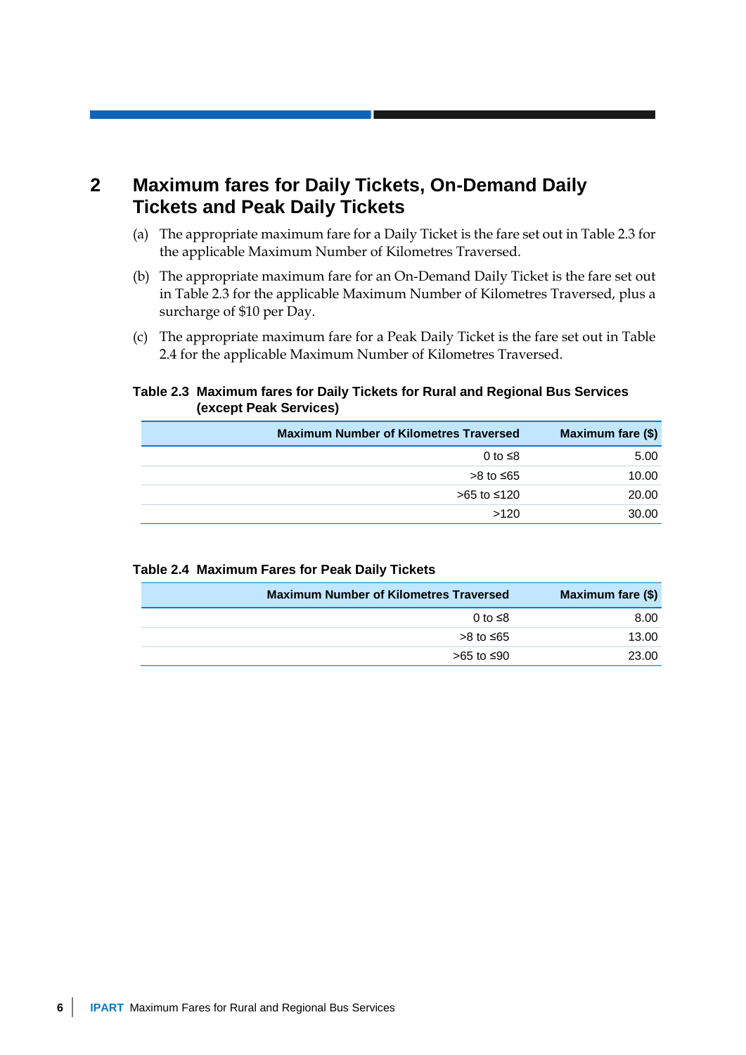# 2 Maximum fares for Daily Tickets, On-Demand Daily Tickets and Peak Daily Tickets

(a) The appropriate maximum fare for a Daily Ticket is the fare set out in Table 2.3 for the applicable Maximum Number of Kilometres Traversed.

(b) The appropriate maximum fare for an On-Demand Daily Ticket is the fare set out in Table 2.3 for the applicable Maximum Number of Kilometres Traversed, plus a surcharge of $10 per Day.

(c) The appropriate maximum fare for a Peak Daily Ticket is the fare set out in Table 2.4 for the applicable Maximum Number of Kilometres Traversed.

**Table 2.3 Maximum fares for Daily Tickets for Rural and Regional Bus Services (except Peak Services)**

| Maximum Number of Kilometres Traversed | Maximum fare ($) |
|---:|---:|
| 0 to ≤8 | 5.00 |
| >8 to ≤65 | 10.00 |
| >65 to ≤120 | 20.00 |
| >120 | 30.00 |

**Table 2.4 Maximum Fares for Peak Daily Tickets**

| Maximum Number of Kilometres Traversed | Maximum fare ($) |
|---:|---:|
| 0 to ≤8 | 8.00 |
| >8 to ≤65 | 13.00 |
| >65 to ≤90 | 23.00 |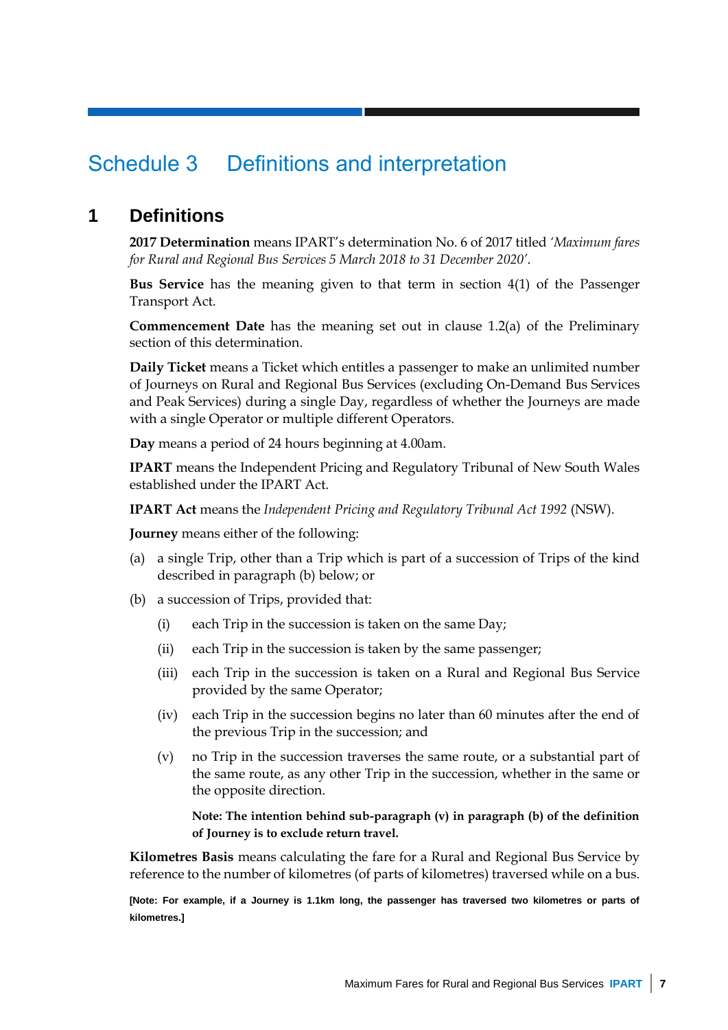# Schedule 3 Definitions and interpretation

## 1 Definitions

**2017 Determination** means IPART's determination No. 6 of 2017 titled *'Maximum fares for Rural and Regional Bus Services 5 March 2018 to 31 December 2020'*.

**Bus Service** has the meaning given to that term in section 4(1) of the Passenger Transport Act.

**Commencement Date** has the meaning set out in clause 1.2(a) of the Preliminary section of this determination.

**Daily Ticket** means a Ticket which entitles a passenger to make an unlimited number of Journeys on Rural and Regional Bus Services (excluding On-Demand Bus Services and Peak Services) during a single Day, regardless of whether the Journeys are made with a single Operator or multiple different Operators.

**Day** means a period of 24 hours beginning at 4.00am.

**IPART** means the Independent Pricing and Regulatory Tribunal of New South Wales established under the IPART Act.

**IPART Act** means the *Independent Pricing and Regulatory Tribunal Act 1992* (NSW).

**Journey** means either of the following:

(a) a single Trip, other than a Trip which is part of a succession of Trips of the kind described in paragraph (b) below; or

(b) a succession of Trips, provided that:

  (i) each Trip in the succession is taken on the same Day;

  (ii) each Trip in the succession is taken by the same passenger;

  (iii) each Trip in the succession is taken on a Rural and Regional Bus Service provided by the same Operator;

  (iv) each Trip in the succession begins no later than 60 minutes after the end of the previous Trip in the succession; and

  (v) no Trip in the succession traverses the same route, or a substantial part of the same route, as any other Trip in the succession, whether in the same or the opposite direction.

  **Note: The intention behind sub-paragraph (v) in paragraph (b) of the definition of Journey is to exclude return travel.**

**Kilometres Basis** means calculating the fare for a Rural and Regional Bus Service by reference to the number of kilometres (of parts of kilometres) traversed while on a bus.

**[Note: For example, if a Journey is 1.1km long, the passenger has traversed two kilometres or parts of kilometres.]**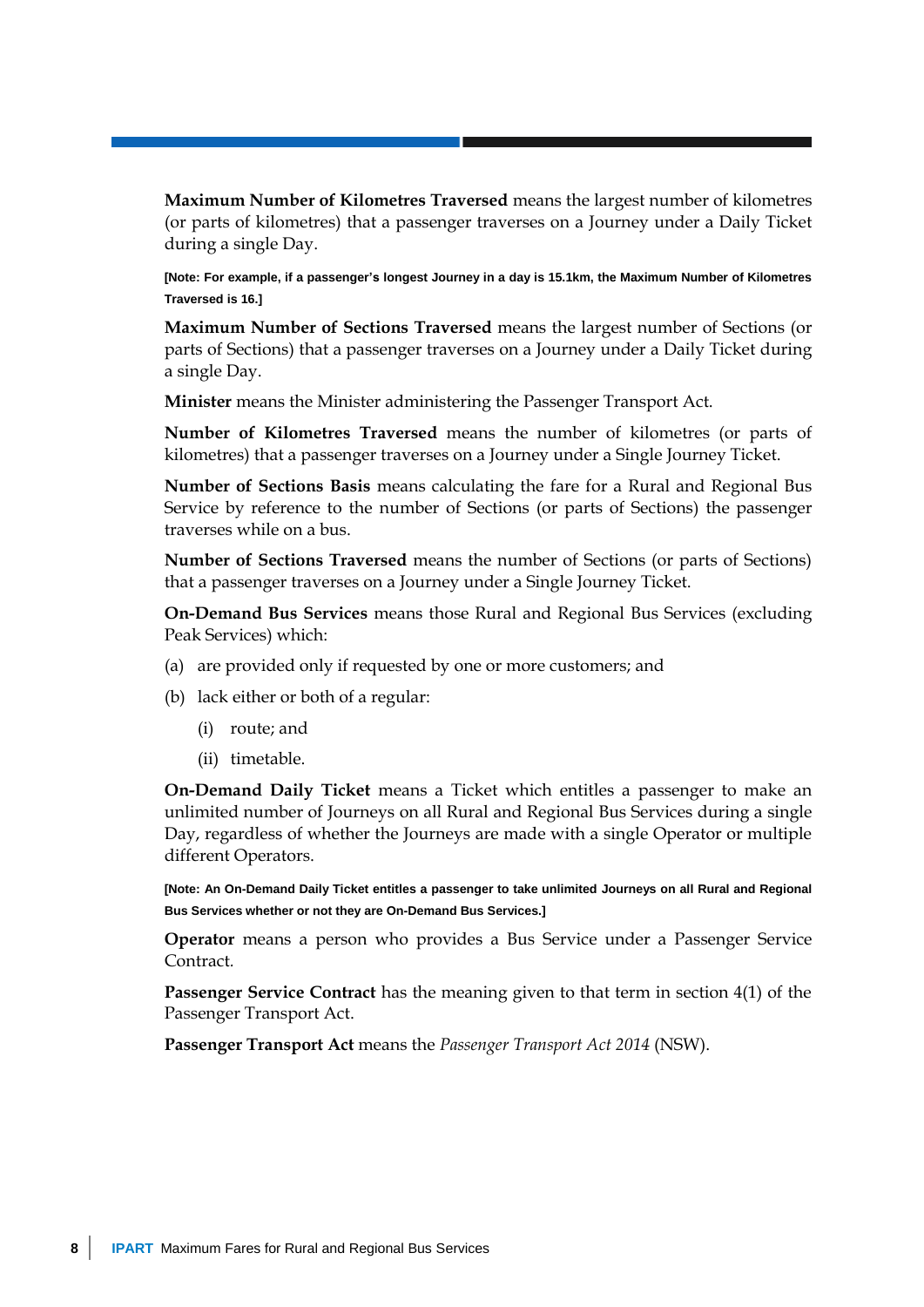**Maximum Number of Kilometres Traversed** means the largest number of kilometres (or parts of kilometres) that a passenger traverses on a Journey under a Daily Ticket during a single Day.

**[Note: For example, if a passenger's longest Journey in a day is 15.1km, the Maximum Number of Kilometres Traversed is 16.]**

**Maximum Number of Sections Traversed** means the largest number of Sections (or parts of Sections) that a passenger traverses on a Journey under a Daily Ticket during a single Day.

**Minister** means the Minister administering the Passenger Transport Act.

**Number of Kilometres Traversed** means the number of kilometres (or parts of kilometres) that a passenger traverses on a Journey under a Single Journey Ticket.

**Number of Sections Basis** means calculating the fare for a Rural and Regional Bus Service by reference to the number of Sections (or parts of Sections) the passenger traverses while on a bus.

**Number of Sections Traversed** means the number of Sections (or parts of Sections) that a passenger traverses on a Journey under a Single Journey Ticket.

**On-Demand Bus Services** means those Rural and Regional Bus Services (excluding Peak Services) which:

(a) are provided only if requested by one or more customers; and

(b) lack either or both of a regular:

  (i) route; and

  (ii) timetable.

**On-Demand Daily Ticket** means a Ticket which entitles a passenger to make an unlimited number of Journeys on all Rural and Regional Bus Services during a single Day, regardless of whether the Journeys are made with a single Operator or multiple different Operators.

**[Note: An On-Demand Daily Ticket entitles a passenger to take unlimited Journeys on all Rural and Regional Bus Services whether or not they are On-Demand Bus Services.]**

**Operator** means a person who provides a Bus Service under a Passenger Service Contract.

**Passenger Service Contract** has the meaning given to that term in section 4(1) of the Passenger Transport Act.

**Passenger Transport Act** means the *Passenger Transport Act 2014* (NSW).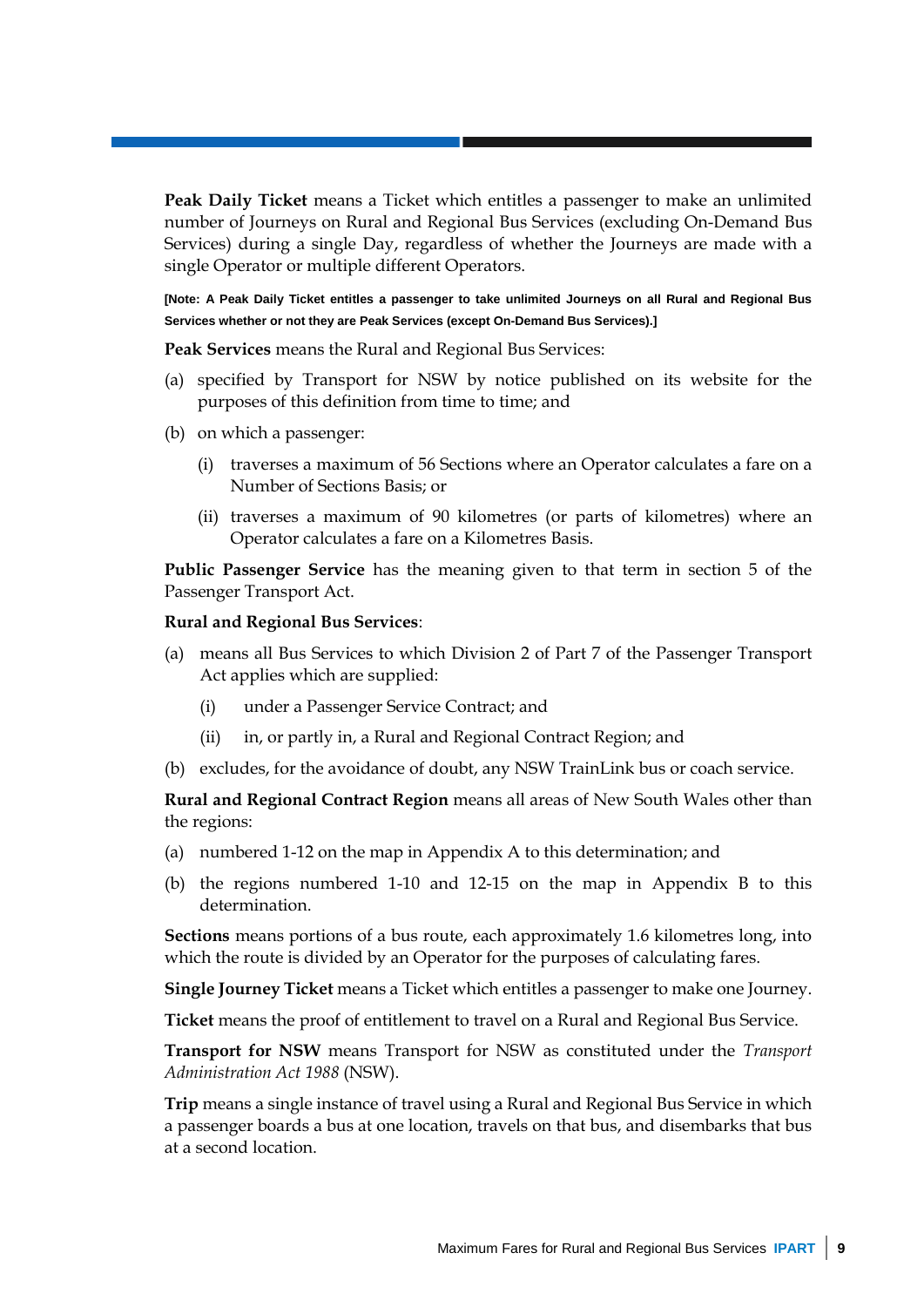**Peak Daily Ticket** means a Ticket which entitles a passenger to make an unlimited number of Journeys on Rural and Regional Bus Services (excluding On-Demand Bus Services) during a single Day, regardless of whether the Journeys are made with a single Operator or multiple different Operators.

**[Note: A Peak Daily Ticket entitles a passenger to take unlimited Journeys on all Rural and Regional Bus Services whether or not they are Peak Services (except On-Demand Bus Services).]**

**Peak Services** means the Rural and Regional Bus Services:

(a) specified by Transport for NSW by notice published on its website for the purposes of this definition from time to time; and

(b) on which a passenger:

  (i) traverses a maximum of 56 Sections where an Operator calculates a fare on a Number of Sections Basis; or

  (ii) traverses a maximum of 90 kilometres (or parts of kilometres) where an Operator calculates a fare on a Kilometres Basis.

**Public Passenger Service** has the meaning given to that term in section 5 of the Passenger Transport Act.

**Rural and Regional Bus Services**:

(a) means all Bus Services to which Division 2 of Part 7 of the Passenger Transport Act applies which are supplied:

  (i) under a Passenger Service Contract; and

  (ii) in, or partly in, a Rural and Regional Contract Region; and

(b) excludes, for the avoidance of doubt, any NSW TrainLink bus or coach service.

**Rural and Regional Contract Region** means all areas of New South Wales other than the regions:

(a) numbered 1-12 on the map in Appendix A to this determination; and

(b) the regions numbered 1-10 and 12-15 on the map in Appendix B to this determination.

**Sections** means portions of a bus route, each approximately 1.6 kilometres long, into which the route is divided by an Operator for the purposes of calculating fares.

**Single Journey Ticket** means a Ticket which entitles a passenger to make one Journey.

**Ticket** means the proof of entitlement to travel on a Rural and Regional Bus Service.

**Transport for NSW** means Transport for NSW as constituted under the *Transport Administration Act 1988* (NSW).

**Trip** means a single instance of travel using a Rural and Regional Bus Service in which a passenger boards a bus at one location, travels on that bus, and disembarks that bus at a second location.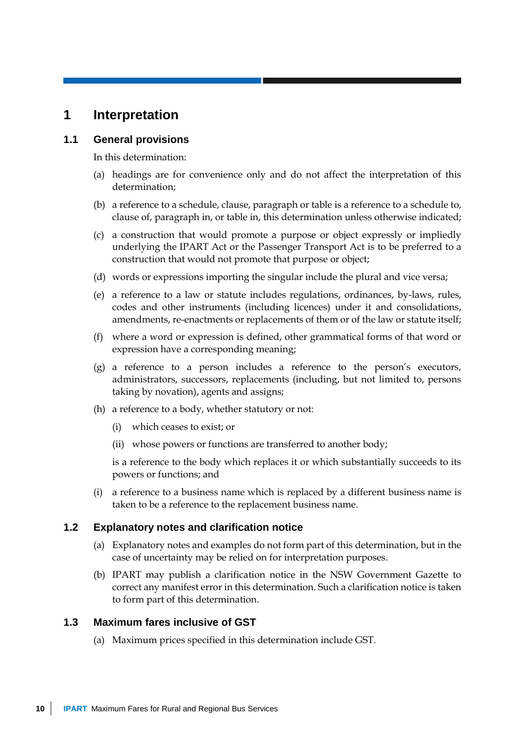# 1 Interpretation

## 1.1 General provisions

In this determination:

(a) headings are for convenience only and do not affect the interpretation of this determination;

(b) a reference to a schedule, clause, paragraph or table is a reference to a schedule to, clause of, paragraph in, or table in, this determination unless otherwise indicated;

(c) a construction that would promote a purpose or object expressly or impliedly underlying the IPART Act or the Passenger Transport Act is to be preferred to a construction that would not promote that purpose or object;

(d) words or expressions importing the singular include the plural and vice versa;

(e) a reference to a law or statute includes regulations, ordinances, by-laws, rules, codes and other instruments (including licences) under it and consolidations, amendments, re-enactments or replacements of them or of the law or statute itself;

(f) where a word or expression is defined, other grammatical forms of that word or expression have a corresponding meaning;

(g) a reference to a person includes a reference to the person's executors, administrators, successors, replacements (including, but not limited to, persons taking by novation), agents and assigns;

(h) a reference to a body, whether statutory or not:

  (i) which ceases to exist; or

  (ii) whose powers or functions are transferred to another body;

  is a reference to the body which replaces it or which substantially succeeds to its powers or functions; and

(i) a reference to a business name which is replaced by a different business name is taken to be a reference to the replacement business name.

## 1.2 Explanatory notes and clarification notice

(a) Explanatory notes and examples do not form part of this determination, but in the case of uncertainty may be relied on for interpretation purposes.

(b) IPART may publish a clarification notice in the NSW Government Gazette to correct any manifest error in this determination. Such a clarification notice is taken to form part of this determination.

## 1.3 Maximum fares inclusive of GST

(a) Maximum prices specified in this determination include GST.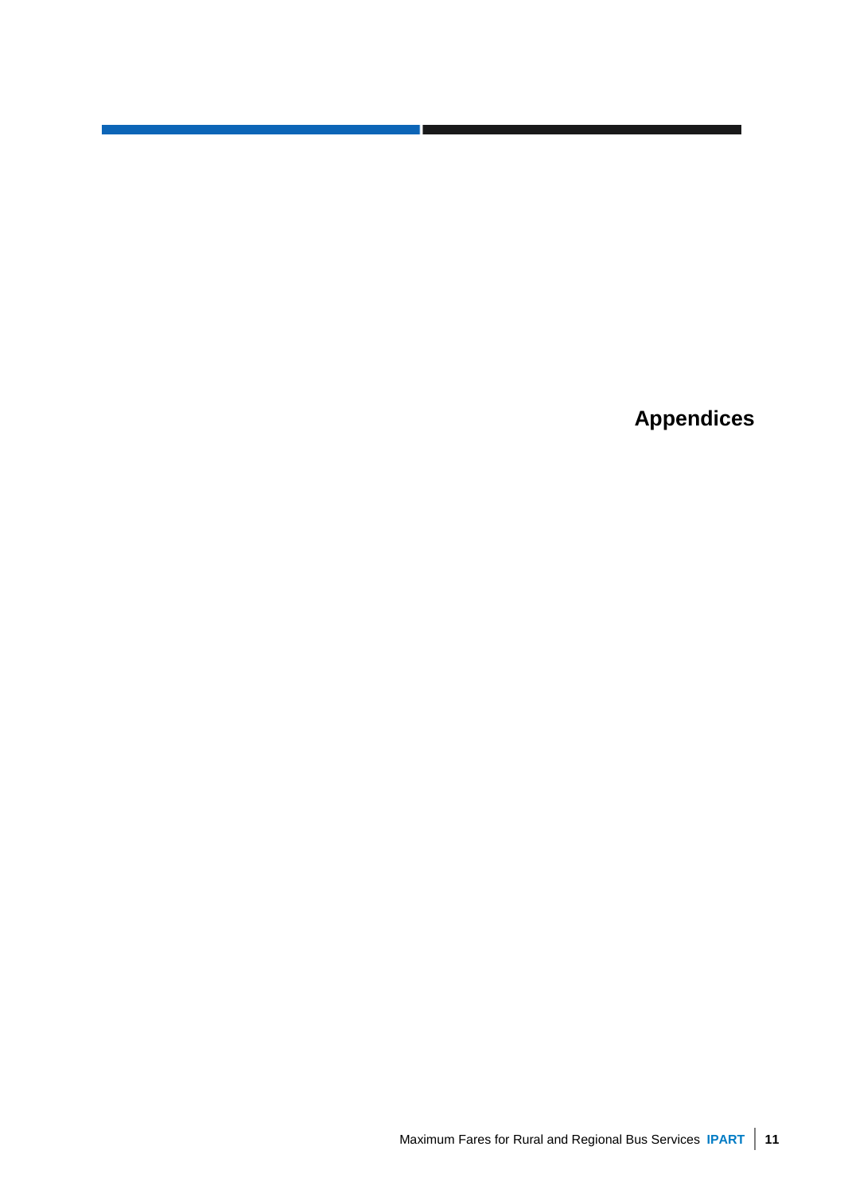# Appendices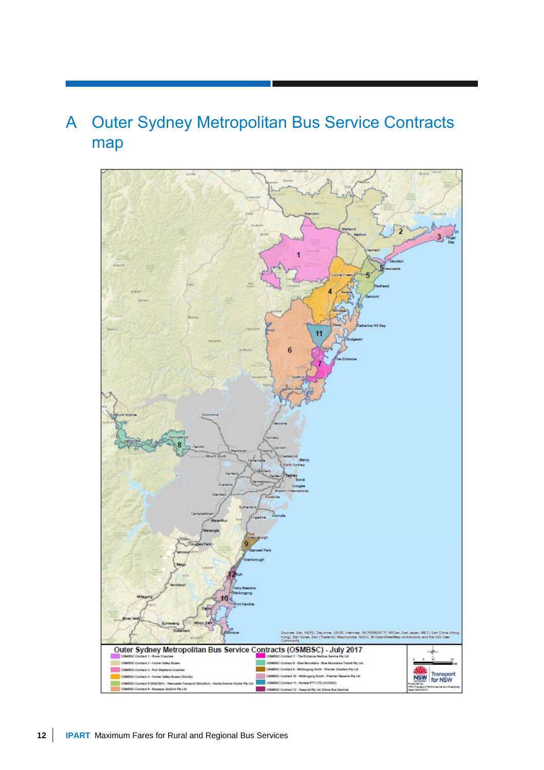# A Outer Sydney Metropolitan Bus Service Contracts map

**Outer Sydney Metropolitan Bus Service Contracts (OSMBSC) - July 2017**

- OSMBSC Contract 1 - Rover Coaches
- OSMBSC Contract 2 - Hunter Valley Buses
- OSMBSC Contract 3 - Port Stephens Coaches
- OSMBSC Contract 4 - Hunter Valley Buses (Toronto)
- OSMBSC Contract 5 (NISC001) - Newcastle Transport (Stockton) - Keolis Downer Hunter Pty Ltd
- OSMBSC Contract 6 - Busways Gosford Pty Ltd
- OSMBSC Contract 7 - The Entrance Redbus Service Pty Ltd
- OSMBSC Contract 8 - Blue Mountains - Blue Mountains Transit Pty Ltd
- OSMBSC Contract 9 - Wollongong North - Premier Charters Pty Ltd
- OSMBSC Contract 10 - Wollongong South - Premier Illawarra Pty Ltd
- OSMBSC Contract 11 - Nortale PTY LTD (CC0022)
- OSMBSC Contract 12 - Seapost Pty Ltd (Dions Bus Service)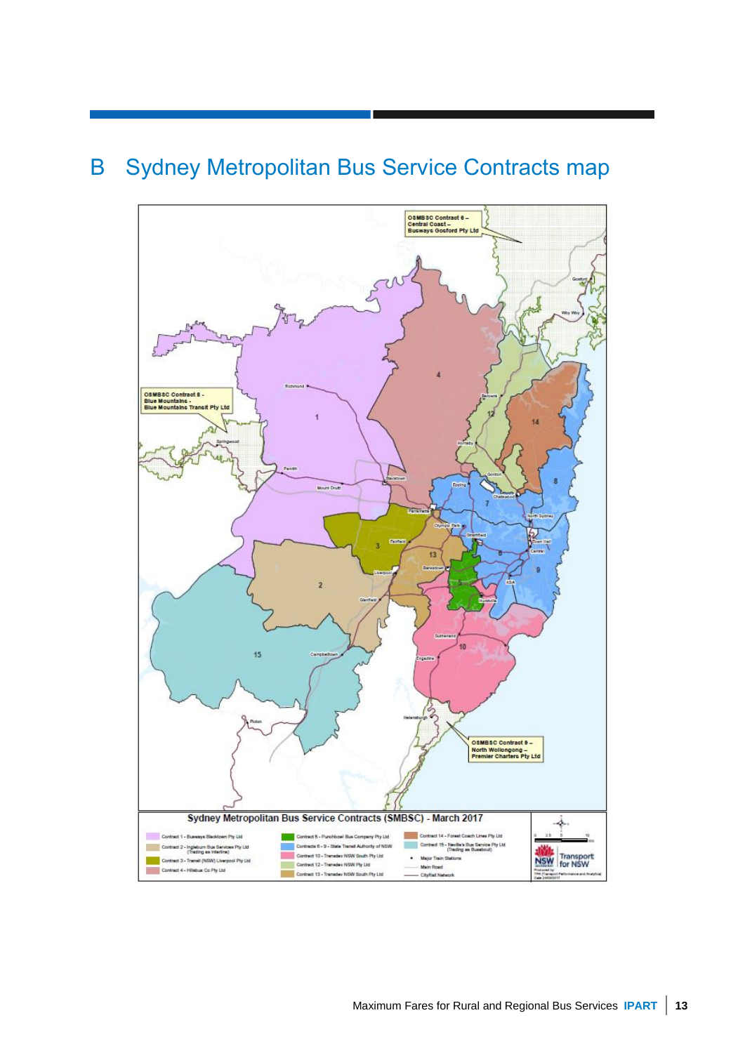# B Sydney Metropolitan Bus Service Contracts map

OSMBSC Contract 6 – Central Coast – Busways Gosford Pty Ltd

OSMBSC Contract 8 - Blue Mountains - Blue Mountains Transit Pty Ltd

OSMBSC Contract 9 – North Wollongong – Premier Charters Pty Ltd

Gosford

Woy Woy

Richmond

Berowra

Springwood

Hornsby

Gordon

Penrith

Mount Druitt

Blacktown

Epping

Chatswood

Parramatta

North Sydney

Olympic Park

Strathfield

Town Hall

Fairfield

Central

Liverpool

Bankstown

KSA

Glenfield

Hurstville

Sutherland

Campbelltown

Engadine

Picton

Helensburgh

1 2 3 4 5 6 7 8 9 10 12 13 14 15

Sydney Metropolitan Bus Service Contracts (SMBSC) - March 2017

Contract 1 - Busways Blacktown Pty Ltd

Contract 2 - Ingleburn Bus Services Pty Ltd (Trading as Interline)

Contract 3 - Transit (NSW) Liverpool Pty Ltd

Contract 4 - Hillsbus Co Pty Ltd

Contract 5 - Punchbowl Bus Company Pty Ltd

Contracts 6 - 9 - State Transit Authority of NSW

Contract 10 - Transdev NSW South Pty Ltd

Contract 12 - Transdev NSW Pty Ltd

Contract 13 - Transdev NSW South Pty Ltd

Contract 14 - Forest Coach Lines Pty Ltd

Contract 15 - Neville's Bus Service Pty Ltd (Trading as Busabout)

Major Train Stations

Main Road

CityRail Network

NSW Transport for NSW